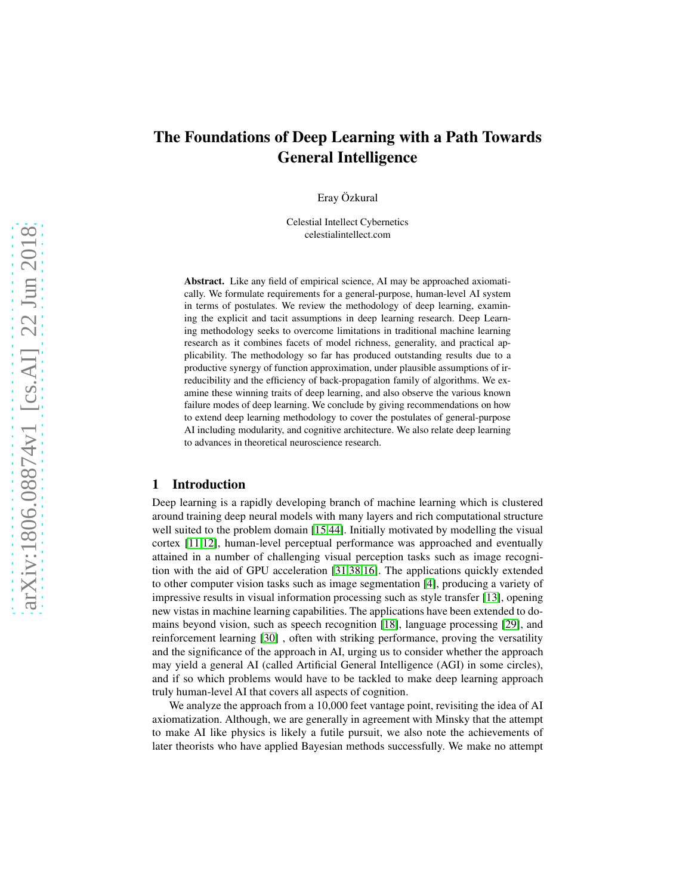# The Foundations of Deep Learning with a Path Towards General Intelligence

Eray Özkural

Celestial Intellect Cybernetics
celestialintellect.com

**Abstract.** Like any field of empirical science, AI may be approached axiomatically. We formulate requirements for a general-purpose, human-level AI system in terms of postulates. We review the methodology of deep learning, examining the explicit and tacit assumptions in deep learning research. Deep Learning methodology seeks to overcome limitations in traditional machine learning research as it combines facets of model richness, generality, and practical applicability. The methodology so far has produced outstanding results due to a productive synergy of function approximation, under plausible assumptions of irreducibility and the efficiency of back-propagation family of algorithms. We examine these winning traits of deep learning, and also observe the various known failure modes of deep learning. We conclude by giving recommendations on how to extend deep learning methodology to cover the postulates of general-purpose AI including modularity, and cognitive architecture. We also relate deep learning to advances in theoretical neuroscience research.

## 1 Introduction

Deep learning is a rapidly developing branch of machine learning which is clustered around training deep neural models with many layers and rich computational structure well suited to the problem domain [15,44]. Initially motivated by modelling the visual cortex [11,12], human-level perceptual performance was approached and eventually attained in a number of challenging visual perception tasks such as image recognition with the aid of GPU acceleration [31,38,16]. The applications quickly extended to other computer vision tasks such as image segmentation [4], producing a variety of impressive results in visual information processing such as style transfer [13], opening new vistas in machine learning capabilities. The applications have been extended to domains beyond vision, such as speech recognition [18], language processing [29], and reinforcement learning [30] , often with striking performance, proving the versatility and the significance of the approach in AI, urging us to consider whether the approach may yield a general AI (called Artificial General Intelligence (AGI) in some circles), and if so which problems would have to be tackled to make deep learning approach truly human-level AI that covers all aspects of cognition.

We analyze the approach from a 10,000 feet vantage point, revisiting the idea of AI axiomatization. Although, we are generally in agreement with Minsky that the attempt to make AI like physics is likely a futile pursuit, we also note the achievements of later theorists who have applied Bayesian methods successfully. We make no attempt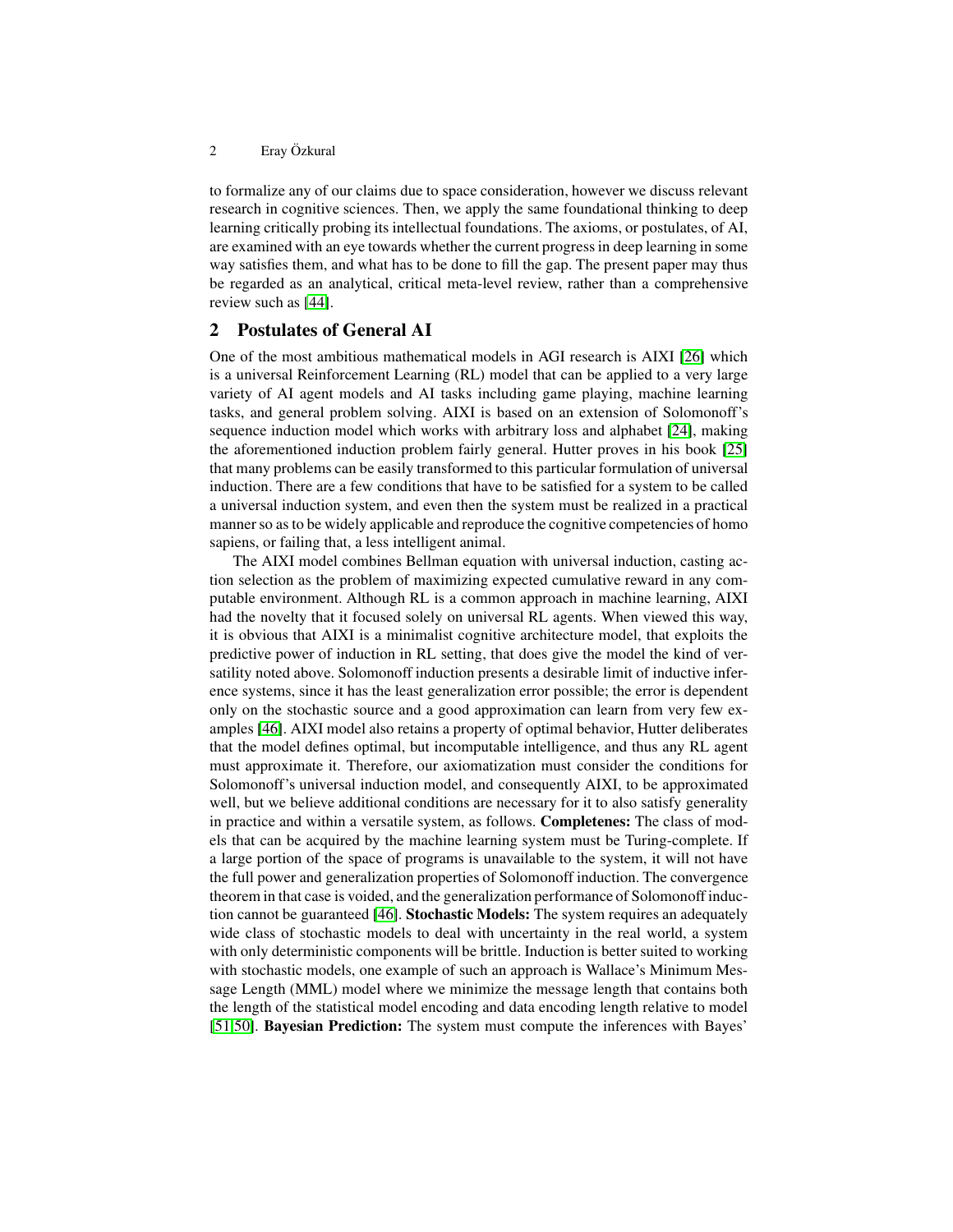to formalize any of our claims due to space consideration, however we discuss relevant research in cognitive sciences. Then, we apply the same foundational thinking to deep learning critically probing its intellectual foundations. The axioms, or postulates, of AI, are examined with an eye towards whether the current progress in deep learning in some way satisfies them, and what has to be done to fill the gap. The present paper may thus be regarded as an analytical, critical meta-level review, rather than a comprehensive review such as [44].

## 2 Postulates of General AI

One of the most ambitious mathematical models in AGI research is AIXI [26] which is a universal Reinforcement Learning (RL) model that can be applied to a very large variety of AI agent models and AI tasks including game playing, machine learning tasks, and general problem solving. AIXI is based on an extension of Solomonoff's sequence induction model which works with arbitrary loss and alphabet [24], making the aforementioned induction problem fairly general. Hutter proves in his book [25] that many problems can be easily transformed to this particular formulation of universal induction. There are a few conditions that have to be satisfied for a system to be called a universal induction system, and even then the system must be realized in a practical manner so as to be widely applicable and reproduce the cognitive competencies of homo sapiens, or failing that, a less intelligent animal.

The AIXI model combines Bellman equation with universal induction, casting action selection as the problem of maximizing expected cumulative reward in any computable environment. Although RL is a common approach in machine learning, AIXI had the novelty that it focused solely on universal RL agents. When viewed this way, it is obvious that AIXI is a minimalist cognitive architecture model, that exploits the predictive power of induction in RL setting, that does give the model the kind of versatility noted above. Solomonoff induction presents a desirable limit of inductive inference systems, since it has the least generalization error possible; the error is dependent only on the stochastic source and a good approximation can learn from very few examples [46]. AIXI model also retains a property of optimal behavior, Hutter deliberates that the model defines optimal, but incomputable intelligence, and thus any RL agent must approximate it. Therefore, our axiomatization must consider the conditions for Solomonoff's universal induction model, and consequently AIXI, to be approximated well, but we believe additional conditions are necessary for it to also satisfy generality in practice and within a versatile system, as follows. **Completenes:** The class of models that can be acquired by the machine learning system must be Turing-complete. If a large portion of the space of programs is unavailable to the system, it will not have the full power and generalization properties of Solomonoff induction. The convergence theorem in that case is voided, and the generalization performance of Solomonoff induction cannot be guaranteed [46]. **Stochastic Models:** The system requires an adequately wide class of stochastic models to deal with uncertainty in the real world, a system with only deterministic components will be brittle. Induction is better suited to working with stochastic models, one example of such an approach is Wallace's Minimum Message Length (MML) model where we minimize the message length that contains both the length of the statistical model encoding and data encoding length relative to model [51,50]. **Bayesian Prediction:** The system must compute the inferences with Bayes'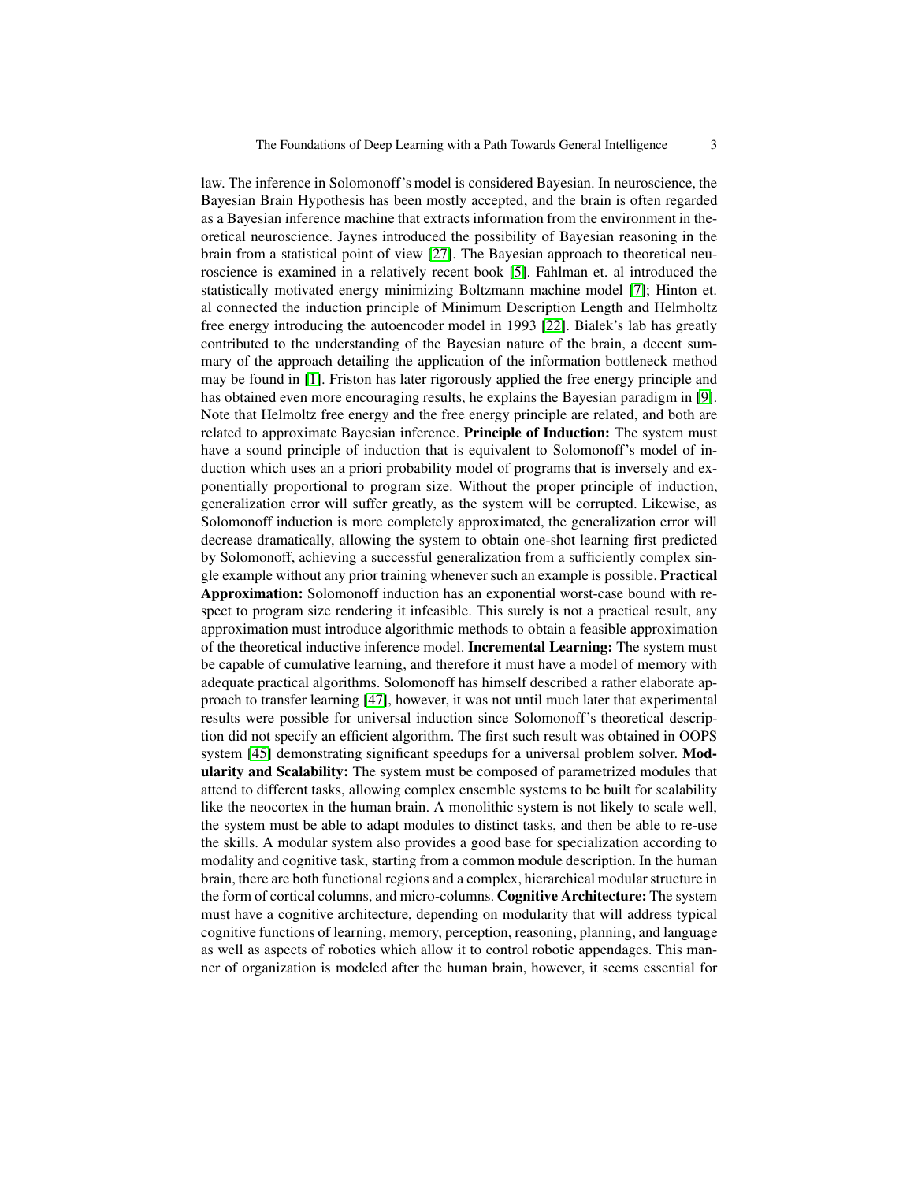law. The inference in Solomonoff's model is considered Bayesian. In neuroscience, the Bayesian Brain Hypothesis has been mostly accepted, and the brain is often regarded as a Bayesian inference machine that extracts information from the environment in theoretical neuroscience. Jaynes introduced the possibility of Bayesian reasoning in the brain from a statistical point of view [27]. The Bayesian approach to theoretical neuroscience is examined in a relatively recent book [5]. Fahlman et. al introduced the statistically motivated energy minimizing Boltzmann machine model [7]; Hinton et. al connected the induction principle of Minimum Description Length and Helmholtz free energy introducing the autoencoder model in 1993 [22]. Bialek's lab has greatly contributed to the understanding of the Bayesian nature of the brain, a decent summary of the approach detailing the application of the information bottleneck method may be found in [1]. Friston has later rigorously applied the free energy principle and has obtained even more encouraging results, he explains the Bayesian paradigm in [9]. Note that Helmoltz free energy and the free energy principle are related, and both are related to approximate Bayesian inference. **Principle of Induction:** The system must have a sound principle of induction that is equivalent to Solomonoff's model of induction which uses an a priori probability model of programs that is inversely and exponentially proportional to program size. Without the proper principle of induction, generalization error will suffer greatly, as the system will be corrupted. Likewise, as Solomonoff induction is more completely approximated, the generalization error will decrease dramatically, allowing the system to obtain one-shot learning first predicted by Solomonoff, achieving a successful generalization from a sufficiently complex single example without any prior training whenever such an example is possible. **Practical Approximation:** Solomonoff induction has an exponential worst-case bound with respect to program size rendering it infeasible. This surely is not a practical result, any approximation must introduce algorithmic methods to obtain a feasible approximation of the theoretical inductive inference model. **Incremental Learning:** The system must be capable of cumulative learning, and therefore it must have a model of memory with adequate practical algorithms. Solomonoff has himself described a rather elaborate approach to transfer learning [47], however, it was not until much later that experimental results were possible for universal induction since Solomonoff's theoretical description did not specify an efficient algorithm. The first such result was obtained in OOPS system [45] demonstrating significant speedups for a universal problem solver. **Modularity and Scalability:** The system must be composed of parametrized modules that attend to different tasks, allowing complex ensemble systems to be built for scalability like the neocortex in the human brain. A monolithic system is not likely to scale well, the system must be able to adapt modules to distinct tasks, and then be able to re-use the skills. A modular system also provides a good base for specialization according to modality and cognitive task, starting from a common module description. In the human brain, there are both functional regions and a complex, hierarchical modular structure in the form of cortical columns, and micro-columns. **Cognitive Architecture:** The system must have a cognitive architecture, depending on modularity that will address typical cognitive functions of learning, memory, perception, reasoning, planning, and language as well as aspects of robotics which allow it to control robotic appendages. This manner of organization is modeled after the human brain, however, it seems essential for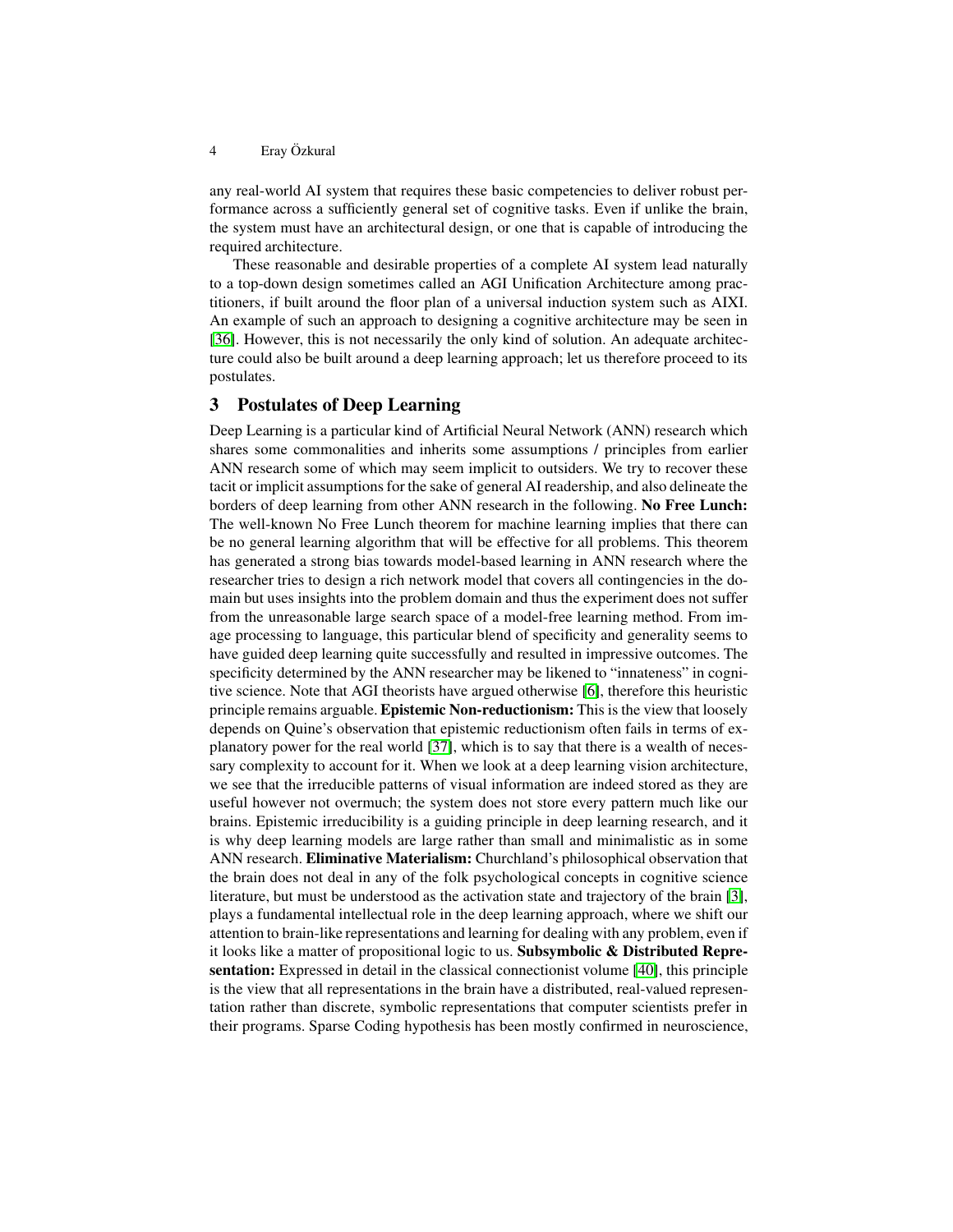any real-world AI system that requires these basic competencies to deliver robust performance across a sufficiently general set of cognitive tasks. Even if unlike the brain, the system must have an architectural design, or one that is capable of introducing the required architecture.

These reasonable and desirable properties of a complete AI system lead naturally to a top-down design sometimes called an AGI Unification Architecture among practitioners, if built around the floor plan of a universal induction system such as AIXI. An example of such an approach to designing a cognitive architecture may be seen in [36]. However, this is not necessarily the only kind of solution. An adequate architecture could also be built around a deep learning approach; let us therefore proceed to its postulates.

## 3 Postulates of Deep Learning

Deep Learning is a particular kind of Artificial Neural Network (ANN) research which shares some commonalities and inherits some assumptions / principles from earlier ANN research some of which may seem implicit to outsiders. We try to recover these tacit or implicit assumptions for the sake of general AI readership, and also delineate the borders of deep learning from other ANN research in the following. **No Free Lunch:** The well-known No Free Lunch theorem for machine learning implies that there can be no general learning algorithm that will be effective for all problems. This theorem has generated a strong bias towards model-based learning in ANN research where the researcher tries to design a rich network model that covers all contingencies in the domain but uses insights into the problem domain and thus the experiment does not suffer from the unreasonable large search space of a model-free learning method. From image processing to language, this particular blend of specificity and generality seems to have guided deep learning quite successfully and resulted in impressive outcomes. The specificity determined by the ANN researcher may be likened to "innateness" in cognitive science. Note that AGI theorists have argued otherwise [6], therefore this heuristic principle remains arguable. **Epistemic Non-reductionism:** This is the view that loosely depends on Quine's observation that epistemic reductionism often fails in terms of explanatory power for the real world [37], which is to say that there is a wealth of necessary complexity to account for it. When we look at a deep learning vision architecture, we see that the irreducible patterns of visual information are indeed stored as they are useful however not overmuch; the system does not store every pattern much like our brains. Epistemic irreducibility is a guiding principle in deep learning research, and it is why deep learning models are large rather than small and minimalistic as in some ANN research. **Eliminative Materialism:** Churchland's philosophical observation that the brain does not deal in any of the folk psychological concepts in cognitive science literature, but must be understood as the activation state and trajectory of the brain [3], plays a fundamental intellectual role in the deep learning approach, where we shift our attention to brain-like representations and learning for dealing with any problem, even if it looks like a matter of propositional logic to us. **Subsymbolic & Distributed Representation:** Expressed in detail in the classical connectionist volume [40], this principle is the view that all representations in the brain have a distributed, real-valued representation rather than discrete, symbolic representations that computer scientists prefer in their programs. Sparse Coding hypothesis has been mostly confirmed in neuroscience,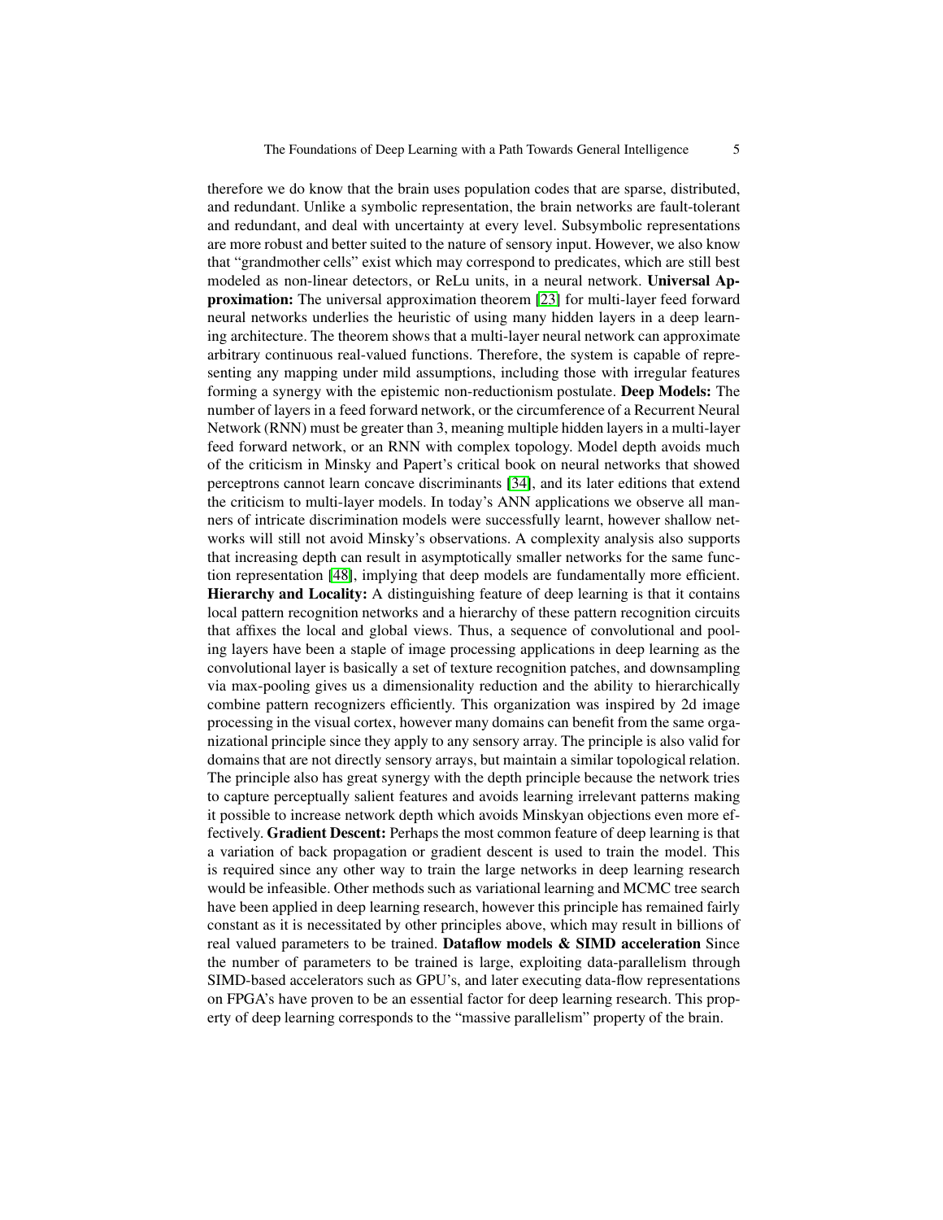therefore we do know that the brain uses population codes that are sparse, distributed, and redundant. Unlike a symbolic representation, the brain networks are fault-tolerant and redundant, and deal with uncertainty at every level. Subsymbolic representations are more robust and better suited to the nature of sensory input. However, we also know that "grandmother cells" exist which may correspond to predicates, which are still best modeled as non-linear detectors, or ReLu units, in a neural network. **Universal Approximation:** The universal approximation theorem [23] for multi-layer feed forward neural networks underlies the heuristic of using many hidden layers in a deep learning architecture. The theorem shows that a multi-layer neural network can approximate arbitrary continuous real-valued functions. Therefore, the system is capable of representing any mapping under mild assumptions, including those with irregular features forming a synergy with the epistemic non-reductionism postulate. **Deep Models:** The number of layers in a feed forward network, or the circumference of a Recurrent Neural Network (RNN) must be greater than 3, meaning multiple hidden layers in a multi-layer feed forward network, or an RNN with complex topology. Model depth avoids much of the criticism in Minsky and Papert's critical book on neural networks that showed perceptrons cannot learn concave discriminants [34], and its later editions that extend the criticism to multi-layer models. In today's ANN applications we observe all manners of intricate discrimination models were successfully learnt, however shallow networks will still not avoid Minsky's observations. A complexity analysis also supports that increasing depth can result in asymptotically smaller networks for the same function representation [48], implying that deep models are fundamentally more efficient. **Hierarchy and Locality:** A distinguishing feature of deep learning is that it contains local pattern recognition networks and a hierarchy of these pattern recognition circuits that affixes the local and global views. Thus, a sequence of convolutional and pooling layers have been a staple of image processing applications in deep learning as the convolutional layer is basically a set of texture recognition patches, and downsampling via max-pooling gives us a dimensionality reduction and the ability to hierarchically combine pattern recognizers efficiently. This organization was inspired by 2d image processing in the visual cortex, however many domains can benefit from the same organizational principle since they apply to any sensory array. The principle is also valid for domains that are not directly sensory arrays, but maintain a similar topological relation. The principle also has great synergy with the depth principle because the network tries to capture perceptually salient features and avoids learning irrelevant patterns making it possible to increase network depth which avoids Minskyan objections even more effectively. **Gradient Descent:** Perhaps the most common feature of deep learning is that a variation of back propagation or gradient descent is used to train the model. This is required since any other way to train the large networks in deep learning research would be infeasible. Other methods such as variational learning and MCMC tree search have been applied in deep learning research, however this principle has remained fairly constant as it is necessitated by other principles above, which may result in billions of real valued parameters to be trained. **Dataflow models & SIMD acceleration** Since the number of parameters to be trained is large, exploiting data-parallelism through SIMD-based accelerators such as GPU's, and later executing data-flow representations on FPGA's have proven to be an essential factor for deep learning research. This property of deep learning corresponds to the "massive parallelism" property of the brain.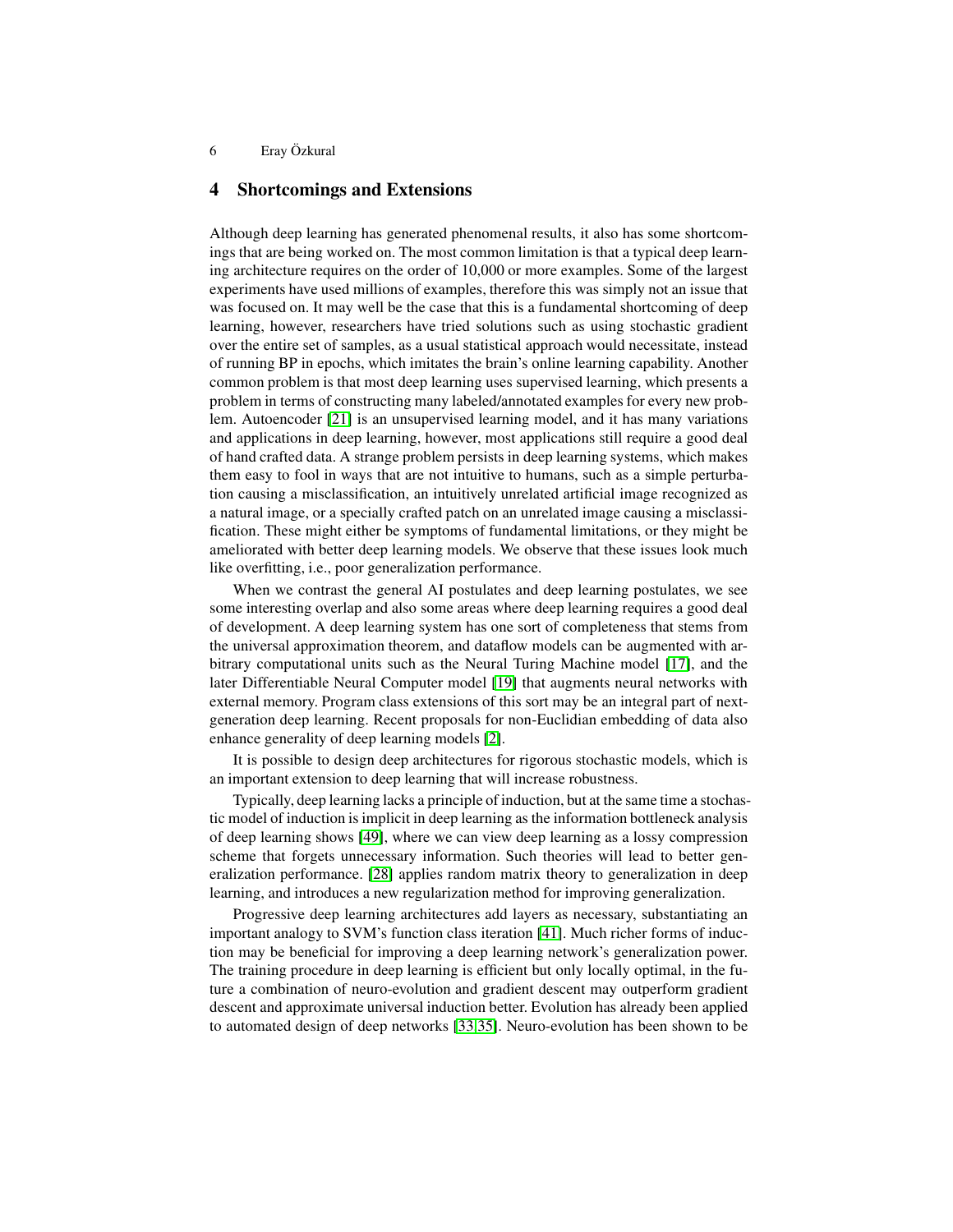## 4 Shortcomings and Extensions

Although deep learning has generated phenomenal results, it also has some shortcomings that are being worked on. The most common limitation is that a typical deep learning architecture requires on the order of 10,000 or more examples. Some of the largest experiments have used millions of examples, therefore this was simply not an issue that was focused on. It may well be the case that this is a fundamental shortcoming of deep learning, however, researchers have tried solutions such as using stochastic gradient over the entire set of samples, as a usual statistical approach would necessitate, instead of running BP in epochs, which imitates the brain's online learning capability. Another common problem is that most deep learning uses supervised learning, which presents a problem in terms of constructing many labeled/annotated examples for every new problem. Autoencoder [21] is an unsupervised learning model, and it has many variations and applications in deep learning, however, most applications still require a good deal of hand crafted data. A strange problem persists in deep learning systems, which makes them easy to fool in ways that are not intuitive to humans, such as a simple perturbation causing a misclassification, an intuitively unrelated artificial image recognized as a natural image, or a specially crafted patch on an unrelated image causing a misclassification. These might either be symptoms of fundamental limitations, or they might be ameliorated with better deep learning models. We observe that these issues look much like overfitting, i.e., poor generalization performance.

When we contrast the general AI postulates and deep learning postulates, we see some interesting overlap and also some areas where deep learning requires a good deal of development. A deep learning system has one sort of completeness that stems from the universal approximation theorem, and dataflow models can be augmented with arbitrary computational units such as the Neural Turing Machine model [17], and the later Differentiable Neural Computer model [19] that augments neural networks with external memory. Program class extensions of this sort may be an integral part of next-generation deep learning. Recent proposals for non-Euclidian embedding of data also enhance generality of deep learning models [2].

It is possible to design deep architectures for rigorous stochastic models, which is an important extension to deep learning that will increase robustness.

Typically, deep learning lacks a principle of induction, but at the same time a stochastic model of induction is implicit in deep learning as the information bottleneck analysis of deep learning shows [49], where we can view deep learning as a lossy compression scheme that forgets unnecessary information. Such theories will lead to better generalization performance. [28] applies random matrix theory to generalization in deep learning, and introduces a new regularization method for improving generalization.

Progressive deep learning architectures add layers as necessary, substantiating an important analogy to SVM's function class iteration [41]. Much richer forms of induction may be beneficial for improving a deep learning network's generalization power. The training procedure in deep learning is efficient but only locally optimal, in the future a combination of neuro-evolution and gradient descent may outperform gradient descent and approximate universal induction better. Evolution has already been applied to automated design of deep networks [33,35]. Neuro-evolution has been shown to be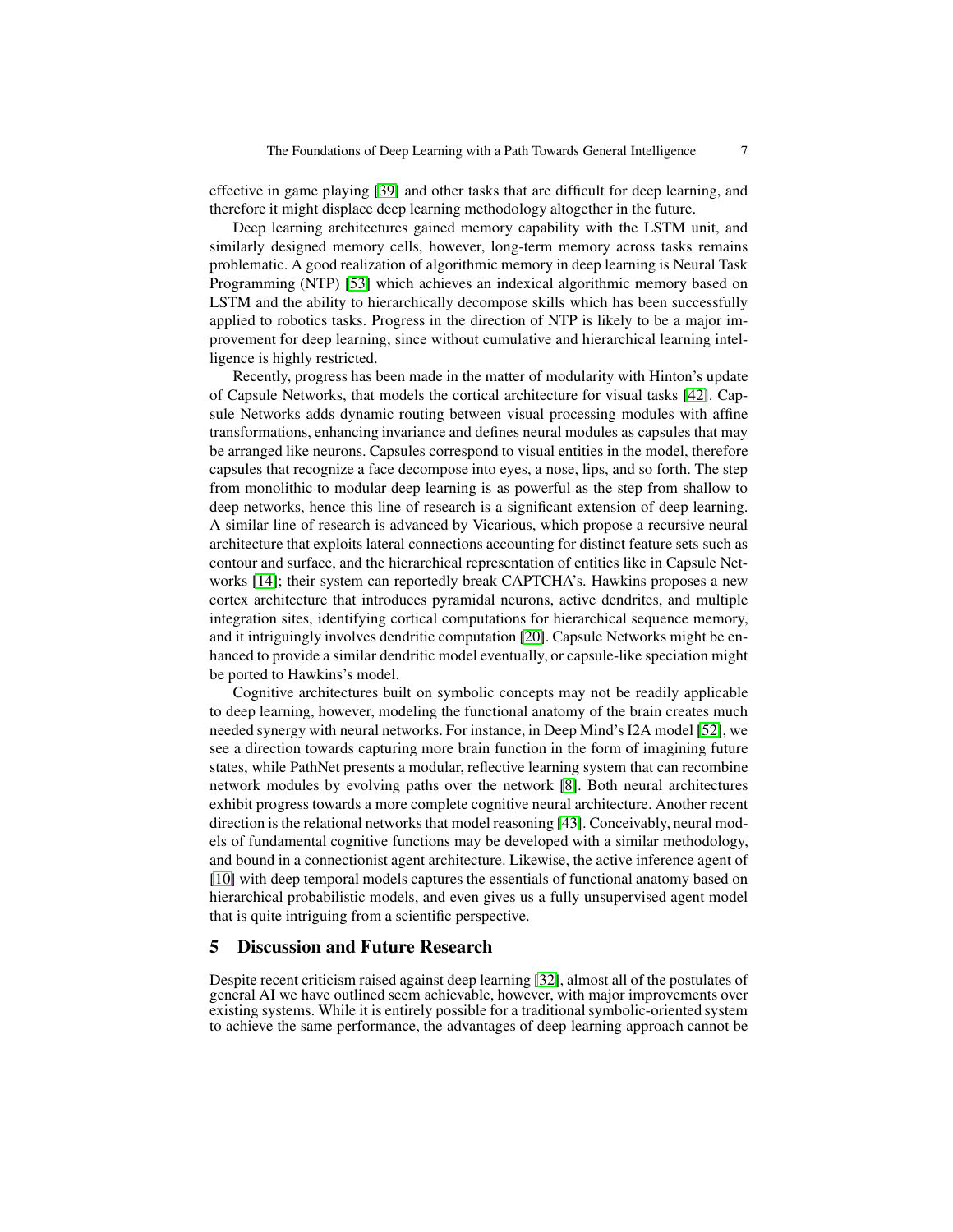effective in game playing [39] and other tasks that are difficult for deep learning, and therefore it might displace deep learning methodology altogether in the future.

Deep learning architectures gained memory capability with the LSTM unit, and similarly designed memory cells, however, long-term memory across tasks remains problematic. A good realization of algorithmic memory in deep learning is Neural Task Programming (NTP) [53] which achieves an indexical algorithmic memory based on LSTM and the ability to hierarchically decompose skills which has been successfully applied to robotics tasks. Progress in the direction of NTP is likely to be a major improvement for deep learning, since without cumulative and hierarchical learning intelligence is highly restricted.

Recently, progress has been made in the matter of modularity with Hinton's update of Capsule Networks, that models the cortical architecture for visual tasks [42]. Capsule Networks adds dynamic routing between visual processing modules with affine transformations, enhancing invariance and defines neural modules as capsules that may be arranged like neurons. Capsules correspond to visual entities in the model, therefore capsules that recognize a face decompose into eyes, a nose, lips, and so forth. The step from monolithic to modular deep learning is as powerful as the step from shallow to deep networks, hence this line of research is a significant extension of deep learning. A similar line of research is advanced by Vicarious, which propose a recursive neural architecture that exploits lateral connections accounting for distinct feature sets such as contour and surface, and the hierarchical representation of entities like in Capsule Networks [14]; their system can reportedly break CAPTCHA's. Hawkins proposes a new cortex architecture that introduces pyramidal neurons, active dendrites, and multiple integration sites, identifying cortical computations for hierarchical sequence memory, and it intriguingly involves dendritic computation [20]. Capsule Networks might be enhanced to provide a similar dendritic model eventually, or capsule-like speciation might be ported to Hawkins's model.

Cognitive architectures built on symbolic concepts may not be readily applicable to deep learning, however, modeling the functional anatomy of the brain creates much needed synergy with neural networks. For instance, in Deep Mind's I2A model [52], we see a direction towards capturing more brain function in the form of imagining future states, while PathNet presents a modular, reflective learning system that can recombine network modules by evolving paths over the network [8]. Both neural architectures exhibit progress towards a more complete cognitive neural architecture. Another recent direction is the relational networks that model reasoning [43]. Conceivably, neural models of fundamental cognitive functions may be developed with a similar methodology, and bound in a connectionist agent architecture. Likewise, the active inference agent of [10] with deep temporal models captures the essentials of functional anatomy based on hierarchical probabilistic models, and even gives us a fully unsupervised agent model that is quite intriguing from a scientific perspective.

## 5 Discussion and Future Research

Despite recent criticism raised against deep learning [32], almost all of the postulates of general AI we have outlined seem achievable, however, with major improvements over existing systems. While it is entirely possible for a traditional symbolic-oriented system to achieve the same performance, the advantages of deep learning approach cannot be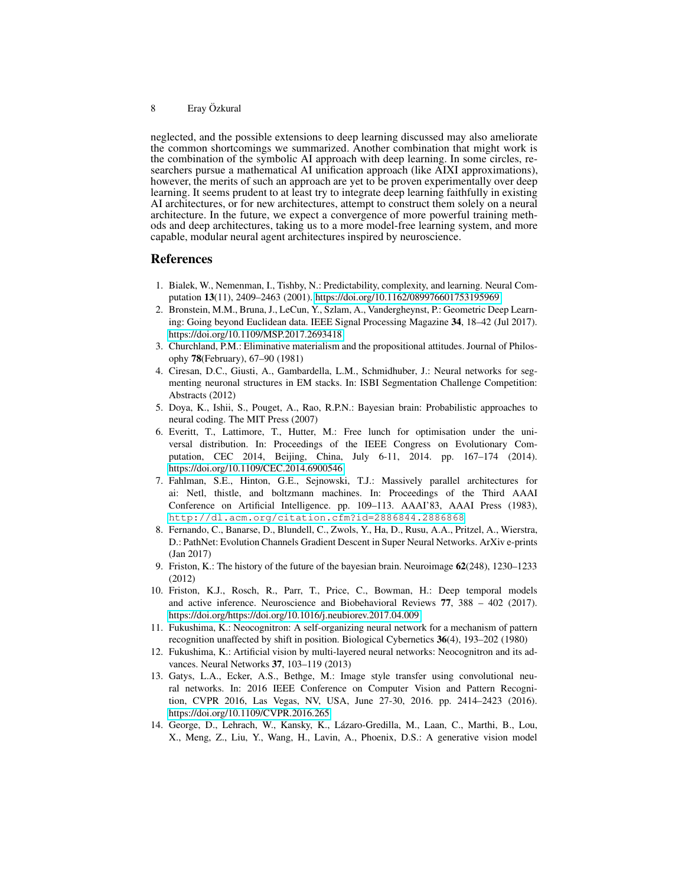neglected, and the possible extensions to deep learning discussed may also ameliorate the common shortcomings we summarized. Another combination that might work is the combination of the symbolic AI approach with deep learning. In some circles, researchers pursue a mathematical AI unification approach (like AIXI approximations), however, the merits of such an approach are yet to be proven experimentally over deep learning. It seems prudent to at least try to integrate deep learning faithfully in existing AI architectures, or for new architectures, attempt to construct them solely on a neural architecture. In the future, we expect a convergence of more powerful training methods and deep architectures, taking us to a more model-free learning system, and more capable, modular neural agent architectures inspired by neuroscience.

## References

1. Bialek, W., Nemenman, I., Tishby, N.: Predictability, complexity, and learning. Neural Computation **13**(11), 2409–2463 (2001). https://doi.org/10.1162/089976601753195969
2. Bronstein, M.M., Bruna, J., LeCun, Y., Szlam, A., Vandergheynst, P.: Geometric Deep Learning: Going beyond Euclidean data. IEEE Signal Processing Magazine **34**, 18–42 (Jul 2017). https://doi.org/10.1109/MSP.2017.2693418
3. Churchland, P.M.: Eliminative materialism and the propositional attitudes. Journal of Philosophy **78**(February), 67–90 (1981)
4. Ciresan, D.C., Giusti, A., Gambardella, L.M., Schmidhuber, J.: Neural networks for segmenting neuronal structures in EM stacks. In: ISBI Segmentation Challenge Competition: Abstracts (2012)
5. Doya, K., Ishii, S., Pouget, A., Rao, R.P.N.: Bayesian brain: Probabilistic approaches to neural coding. The MIT Press (2007)
6. Everitt, T., Lattimore, T., Hutter, M.: Free lunch for optimisation under the universal distribution. In: Proceedings of the IEEE Congress on Evolutionary Computation, CEC 2014, Beijing, China, July 6-11, 2014. pp. 167–174 (2014). https://doi.org/10.1109/CEC.2014.6900546
7. Fahlman, S.E., Hinton, G.E., Sejnowski, T.J.: Massively parallel architectures for ai: Netl, thistle, and boltzmann machines. In: Proceedings of the Third AAAI Conference on Artificial Intelligence. pp. 109–113. AAAI'83, AAAI Press (1983), `http://dl.acm.org/citation.cfm?id=2886844.2886868`
8. Fernando, C., Banarse, D., Blundell, C., Zwols, Y., Ha, D., Rusu, A.A., Pritzel, A., Wierstra, D.: PathNet: Evolution Channels Gradient Descent in Super Neural Networks. ArXiv e-prints (Jan 2017)
9. Friston, K.: The history of the future of the bayesian brain. Neuroimage **62**(248), 1230–1233 (2012)
10. Friston, K.J., Rosch, R., Parr, T., Price, C., Bowman, H.: Deep temporal models and active inference. Neuroscience and Biobehavioral Reviews **77**, 388 – 402 (2017). https://doi.org/https://doi.org/10.1016/j.neubiorev.2017.04.009
11. Fukushima, K.: Neocognitron: A self-organizing neural network for a mechanism of pattern recognition unaffected by shift in position. Biological Cybernetics **36**(4), 193–202 (1980)
12. Fukushima, K.: Artificial vision by multi-layered neural networks: Neocognitron and its advances. Neural Networks **37**, 103–119 (2013)
13. Gatys, L.A., Ecker, A.S., Bethge, M.: Image style transfer using convolutional neural networks. In: 2016 IEEE Conference on Computer Vision and Pattern Recognition, CVPR 2016, Las Vegas, NV, USA, June 27-30, 2016. pp. 2414–2423 (2016). https://doi.org/10.1109/CVPR.2016.265
14. George, D., Lehrach, W., Kansky, K., Lázaro-Gredilla, M., Laan, C., Marthi, B., Lou, X., Meng, Z., Liu, Y., Wang, H., Lavin, A., Phoenix, D.S.: A generative vision model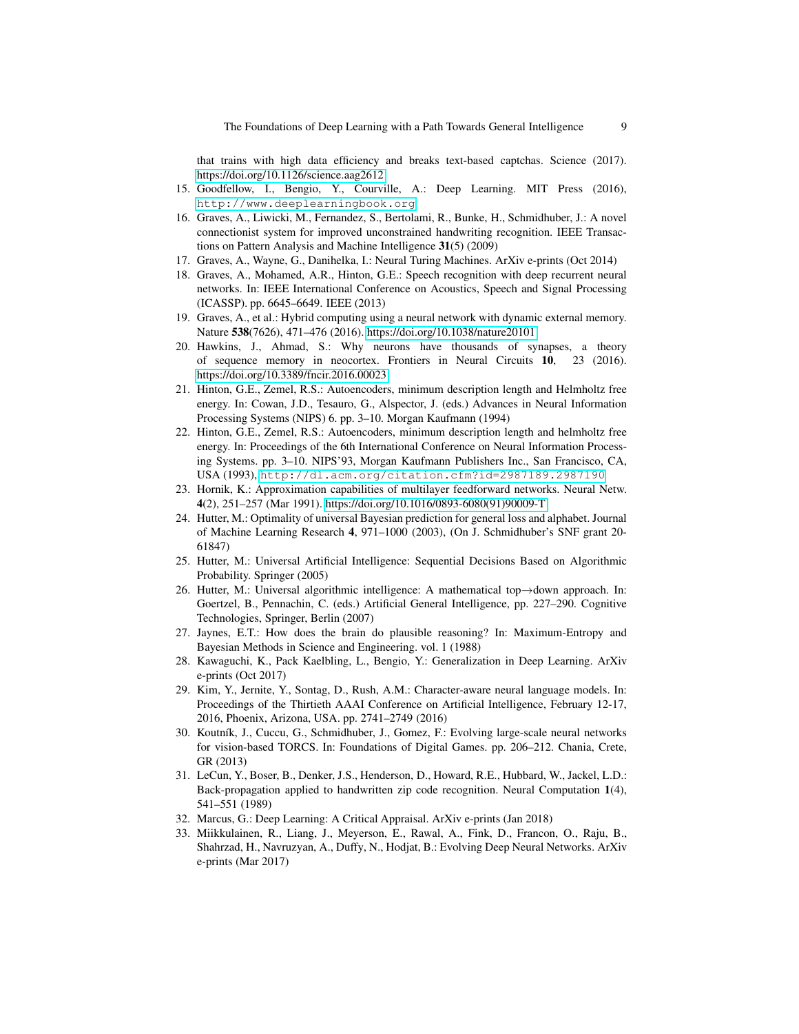that trains with high data efficiency and breaks text-based captchas. Science (2017). https://doi.org/10.1126/science.aag2612

15. Goodfellow, I., Bengio, Y., Courville, A.: Deep Learning. MIT Press (2016), http://www.deeplearningbook.org
16. Graves, A., Liwicki, M., Fernandez, S., Bertolami, R., Bunke, H., Schmidhuber, J.: A novel connectionist system for improved unconstrained handwriting recognition. IEEE Transactions on Pattern Analysis and Machine Intelligence **31**(5) (2009)
17. Graves, A., Wayne, G., Danihelka, I.: Neural Turing Machines. ArXiv e-prints (Oct 2014)
18. Graves, A., Mohamed, A.R., Hinton, G.E.: Speech recognition with deep recurrent neural networks. In: IEEE International Conference on Acoustics, Speech and Signal Processing (ICASSP). pp. 6645–6649. IEEE (2013)
19. Graves, A., et al.: Hybrid computing using a neural network with dynamic external memory. Nature **538**(7626), 471–476 (2016). https://doi.org/10.1038/nature20101
20. Hawkins, J., Ahmad, S.: Why neurons have thousands of synapses, a theory of sequence memory in neocortex. Frontiers in Neural Circuits **10**, 23 (2016). https://doi.org/10.3389/fncir.2016.00023
21. Hinton, G.E., Zemel, R.S.: Autoencoders, minimum description length and Helmholtz free energy. In: Cowan, J.D., Tesauro, G., Alspector, J. (eds.) Advances in Neural Information Processing Systems (NIPS) 6. pp. 3–10. Morgan Kaufmann (1994)
22. Hinton, G.E., Zemel, R.S.: Autoencoders, minimum description length and helmholtz free energy. In: Proceedings of the 6th International Conference on Neural Information Processing Systems. pp. 3–10. NIPS'93, Morgan Kaufmann Publishers Inc., San Francisco, CA, USA (1993), http://dl.acm.org/citation.cfm?id=2987189.2987190
23. Hornik, K.: Approximation capabilities of multilayer feedforward networks. Neural Netw. **4**(2), 251–257 (Mar 1991). https://doi.org/10.1016/0893-6080(91)90009-T
24. Hutter, M.: Optimality of universal Bayesian prediction for general loss and alphabet. Journal of Machine Learning Research **4**, 971–1000 (2003), (On J. Schmidhuber's SNF grant 20-61847)
25. Hutter, M.: Universal Artificial Intelligence: Sequential Decisions Based on Algorithmic Probability. Springer (2005)
26. Hutter, M.: Universal algorithmic intelligence: A mathematical top→down approach. In: Goertzel, B., Pennachin, C. (eds.) Artificial General Intelligence, pp. 227–290. Cognitive Technologies, Springer, Berlin (2007)
27. Jaynes, E.T.: How does the brain do plausible reasoning? In: Maximum-Entropy and Bayesian Methods in Science and Engineering. vol. 1 (1988)
28. Kawaguchi, K., Pack Kaelbling, L., Bengio, Y.: Generalization in Deep Learning. ArXiv e-prints (Oct 2017)
29. Kim, Y., Jernite, Y., Sontag, D., Rush, A.M.: Character-aware neural language models. In: Proceedings of the Thirtieth AAAI Conference on Artificial Intelligence, February 12-17, 2016, Phoenix, Arizona, USA. pp. 2741–2749 (2016)
30. Koutník, J., Cuccu, G., Schmidhuber, J., Gomez, F.: Evolving large-scale neural networks for vision-based TORCS. In: Foundations of Digital Games. pp. 206–212. Chania, Crete, GR (2013)
31. LeCun, Y., Boser, B., Denker, J.S., Henderson, D., Howard, R.E., Hubbard, W., Jackel, L.D.: Back-propagation applied to handwritten zip code recognition. Neural Computation **1**(4), 541–551 (1989)
32. Marcus, G.: Deep Learning: A Critical Appraisal. ArXiv e-prints (Jan 2018)
33. Miikkulainen, R., Liang, J., Meyerson, E., Rawal, A., Fink, D., Francon, O., Raju, B., Shahrzad, H., Navruzyan, A., Duffy, N., Hodjat, B.: Evolving Deep Neural Networks. ArXiv e-prints (Mar 2017)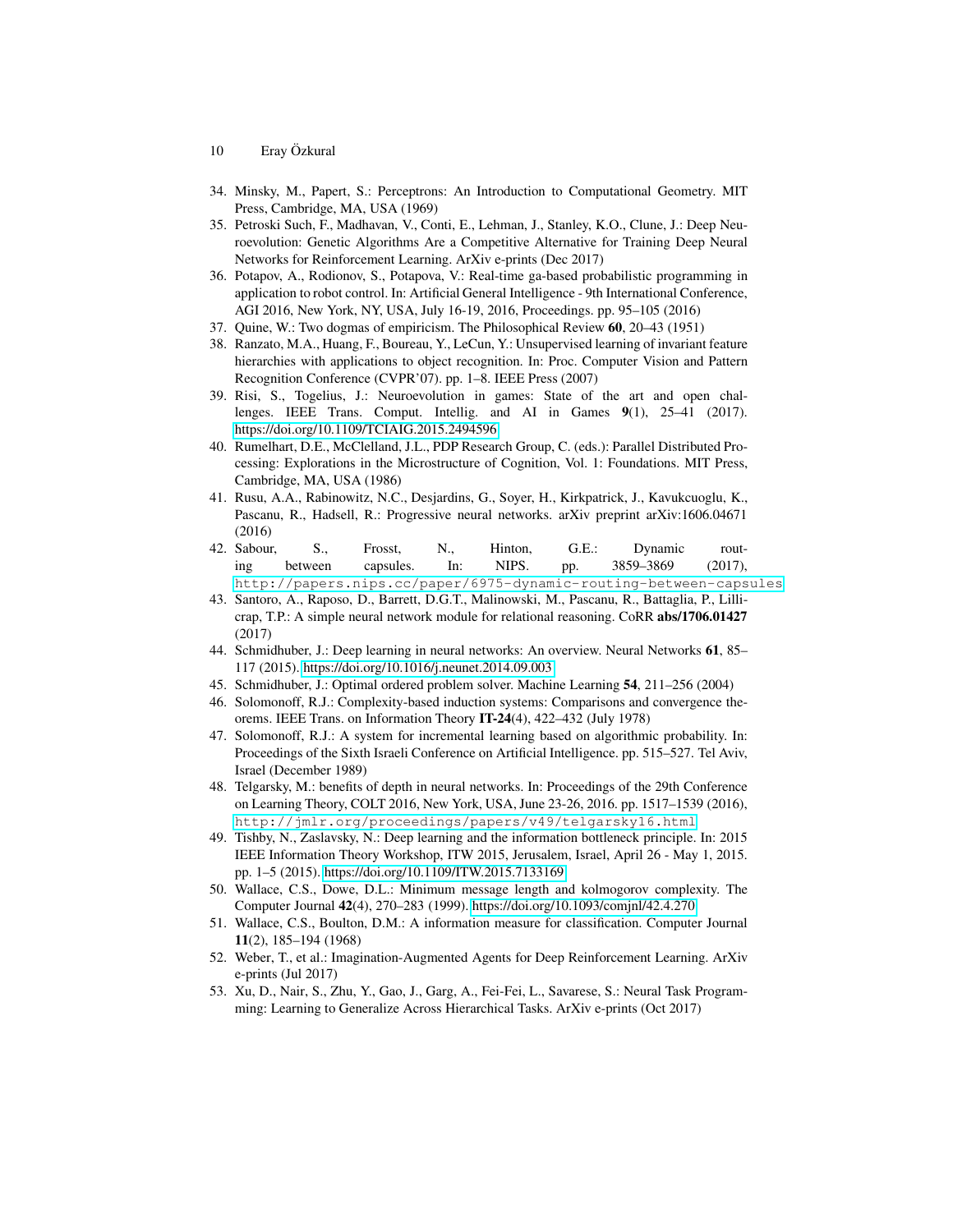34. Minsky, M., Papert, S.: Perceptrons: An Introduction to Computational Geometry. MIT Press, Cambridge, MA, USA (1969)
35. Petroski Such, F., Madhavan, V., Conti, E., Lehman, J., Stanley, K.O., Clune, J.: Deep Neuroevolution: Genetic Algorithms Are a Competitive Alternative for Training Deep Neural Networks for Reinforcement Learning. ArXiv e-prints (Dec 2017)
36. Potapov, A., Rodionov, S., Potapova, V.: Real-time ga-based probabilistic programming in application to robot control. In: Artificial General Intelligence - 9th International Conference, AGI 2016, New York, NY, USA, July 16-19, 2016, Proceedings. pp. 95–105 (2016)
37. Quine, W.: Two dogmas of empiricism. The Philosophical Review **60**, 20–43 (1951)
38. Ranzato, M.A., Huang, F., Boureau, Y., LeCun, Y.: Unsupervised learning of invariant feature hierarchies with applications to object recognition. In: Proc. Computer Vision and Pattern Recognition Conference (CVPR'07). pp. 1–8. IEEE Press (2007)
39. Risi, S., Togelius, J.: Neuroevolution in games: State of the art and open challenges. IEEE Trans. Comput. Intellig. and AI in Games **9**(1), 25–41 (2017). https://doi.org/10.1109/TCIAIG.2015.2494596
40. Rumelhart, D.E., McClelland, J.L., PDP Research Group, C. (eds.): Parallel Distributed Processing: Explorations in the Microstructure of Cognition, Vol. 1: Foundations. MIT Press, Cambridge, MA, USA (1986)
41. Rusu, A.A., Rabinowitz, N.C., Desjardins, G., Soyer, H., Kirkpatrick, J., Kavukcuoglu, K., Pascanu, R., Hadsell, R.: Progressive neural networks. arXiv preprint arXiv:1606.04671 (2016)
42. Sabour, S., Frosst, N., Hinton, G.E.: Dynamic routing between capsules. In: NIPS. pp. 3859–3869 (2017), `http://papers.nips.cc/paper/6975-dynamic-routing-between-capsules`
43. Santoro, A., Raposo, D., Barrett, D.G.T., Malinowski, M., Pascanu, R., Battaglia, P., Lillicrap, T.P.: A simple neural network module for relational reasoning. CoRR **abs/1706.01427** (2017)
44. Schmidhuber, J.: Deep learning in neural networks: An overview. Neural Networks **61**, 85–117 (2015). https://doi.org/10.1016/j.neunet.2014.09.003
45. Schmidhuber, J.: Optimal ordered problem solver. Machine Learning **54**, 211–256 (2004)
46. Solomonoff, R.J.: Complexity-based induction systems: Comparisons and convergence theorems. IEEE Trans. on Information Theory **IT-24**(4), 422–432 (July 1978)
47. Solomonoff, R.J.: A system for incremental learning based on algorithmic probability. In: Proceedings of the Sixth Israeli Conference on Artificial Intelligence. pp. 515–527. Tel Aviv, Israel (December 1989)
48. Telgarsky, M.: benefits of depth in neural networks. In: Proceedings of the 29th Conference on Learning Theory, COLT 2016, New York, USA, June 23-26, 2016. pp. 1517–1539 (2016), `http://jmlr.org/proceedings/papers/v49/telgarsky16.html`
49. Tishby, N., Zaslavsky, N.: Deep learning and the information bottleneck principle. In: 2015 IEEE Information Theory Workshop, ITW 2015, Jerusalem, Israel, April 26 - May 1, 2015. pp. 1–5 (2015). https://doi.org/10.1109/ITW.2015.7133169
50. Wallace, C.S., Dowe, D.L.: Minimum message length and kolmogorov complexity. The Computer Journal **42**(4), 270–283 (1999). https://doi.org/10.1093/comjnl/42.4.270
51. Wallace, C.S., Boulton, D.M.: A information measure for classification. Computer Journal **11**(2), 185–194 (1968)
52. Weber, T., et al.: Imagination-Augmented Agents for Deep Reinforcement Learning. ArXiv e-prints (Jul 2017)
53. Xu, D., Nair, S., Zhu, Y., Gao, J., Garg, A., Fei-Fei, L., Savarese, S.: Neural Task Programming: Learning to Generalize Across Hierarchical Tasks. ArXiv e-prints (Oct 2017)